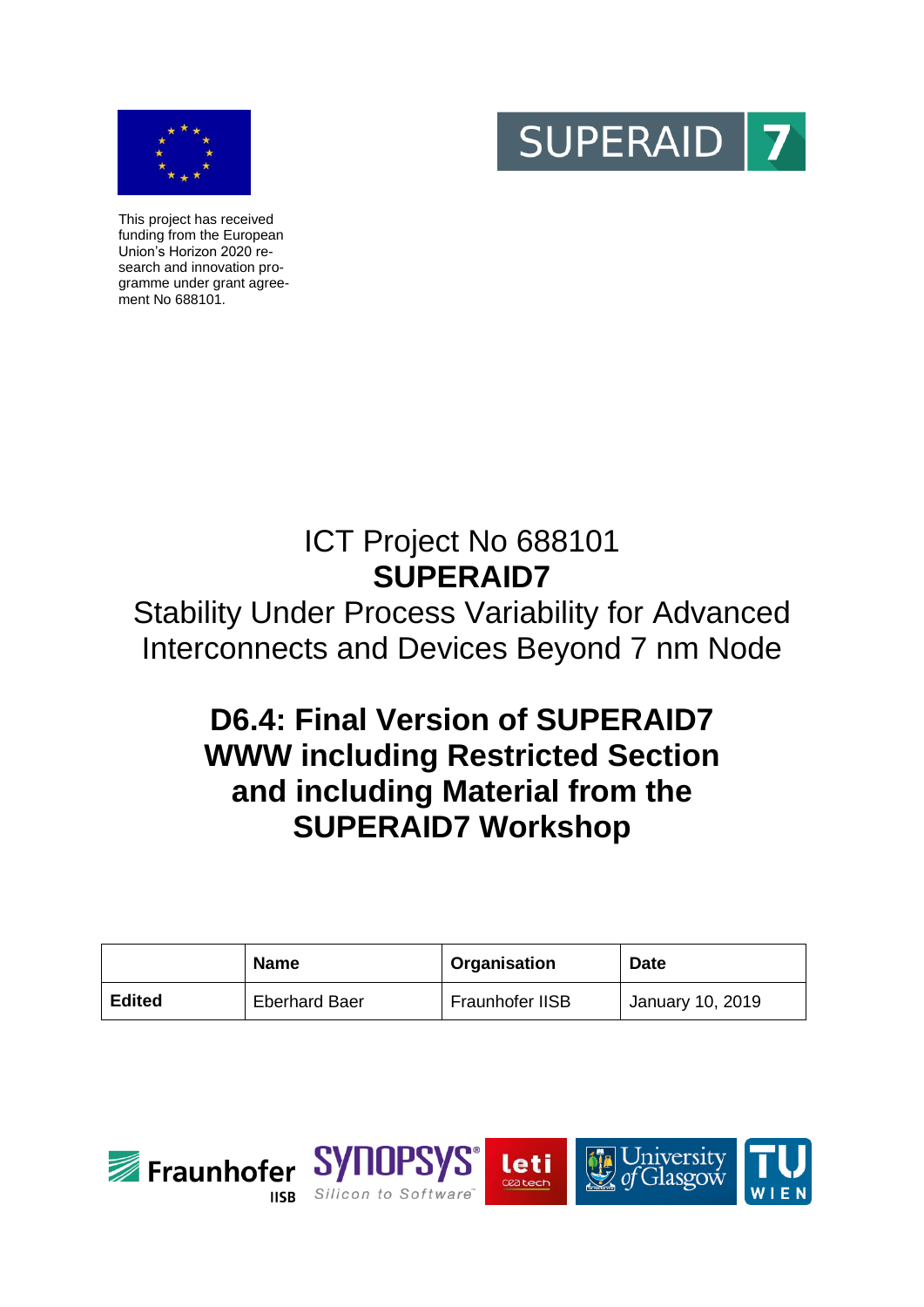This project has received funding from the European Union's Horizon 2020 research and innovation programme under grant agreement No 688101.

SUPERAID 7

ICT Project No 688101

**SUPERAID7**

Stability Under Process Variability for Advanced Interconnects and Devices Beyond 7 nm Node

# D6.4: Final Version of SUPERAID7 WWW including Restricted Section and including Material from the SUPERAID7 Workshop

| | Name | Organisation | Date |
|---|---|---|---|
| **Edited** | Eberhard Baer | Fraunhofer IISB | January 10, 2019 |

Fraunhofer IISB

SYNOPSYS Silicon to Software

leti cea tech

University of Glasgow

TU WIEN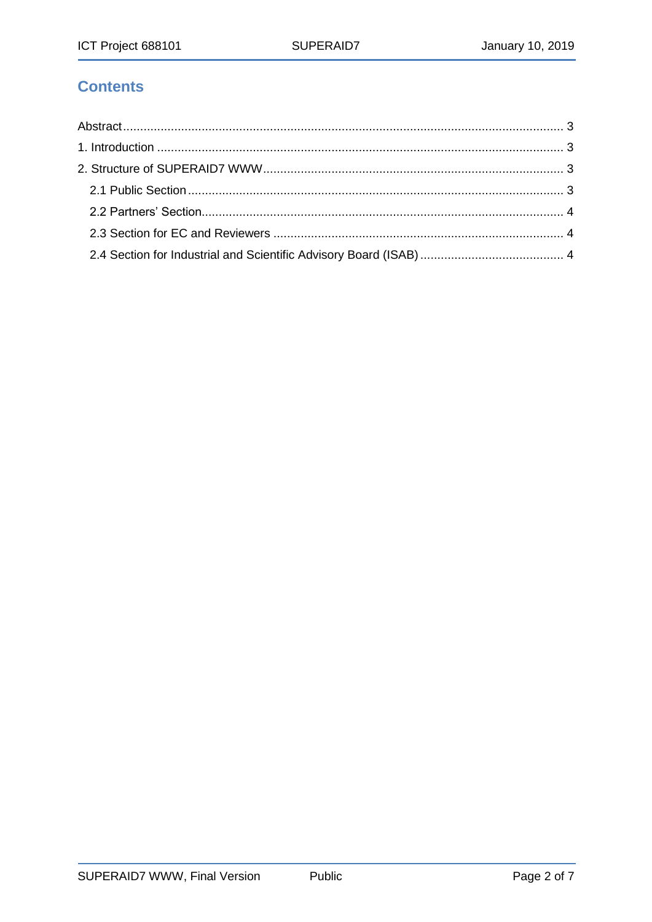# Contents

Abstract ........................................................................................................................ 3
1. Introduction ................................................................................................................ 3
2. Structure of SUPERAID7 WWW ................................................................................ 3
  2.1 Public Section ......................................................................................................... 3
  2.2 Partners’ Section ..................................................................................................... 4
  2.3 Section for EC and Reviewers ................................................................................ 4
  2.4 Section for Industrial and Scientific Advisory Board (ISAB) ..................................... 4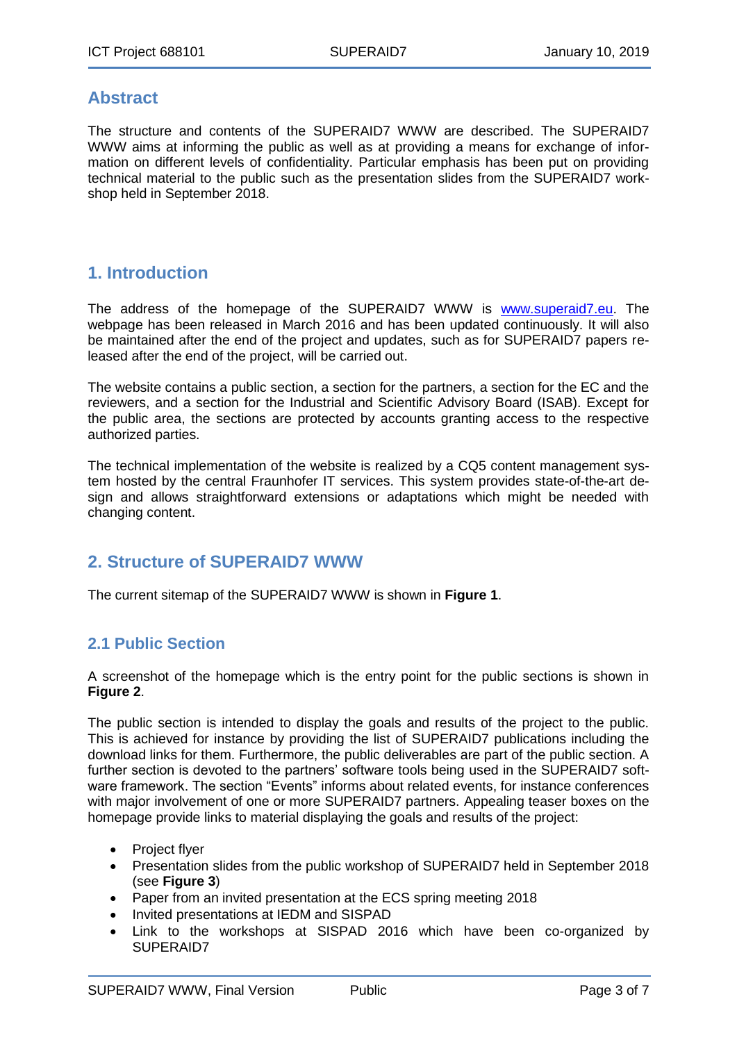## Abstract

The structure and contents of the SUPERAID7 WWW are described. The SUPERAID7 WWW aims at informing the public as well as at providing a means for exchange of information on different levels of confidentiality. Particular emphasis has been put on providing technical material to the public such as the presentation slides from the SUPERAID7 workshop held in September 2018.

## 1. Introduction

The address of the homepage of the SUPERAID7 WWW is www.superaid7.eu. The webpage has been released in March 2016 and has been updated continuously. It will also be maintained after the end of the project and updates, such as for SUPERAID7 papers released after the end of the project, will be carried out.

The website contains a public section, a section for the partners, a section for the EC and the reviewers, and a section for the Industrial and Scientific Advisory Board (ISAB). Except for the public area, the sections are protected by accounts granting access to the respective authorized parties.

The technical implementation of the website is realized by a CQ5 content management system hosted by the central Fraunhofer IT services. This system provides state-of-the-art design and allows straightforward extensions or adaptations which might be needed with changing content.

## 2. Structure of SUPERAID7 WWW

The current sitemap of the SUPERAID7 WWW is shown in **Figure 1**.

### 2.1 Public Section

A screenshot of the homepage which is the entry point for the public sections is shown in **Figure 2**.

The public section is intended to display the goals and results of the project to the public. This is achieved for instance by providing the list of SUPERAID7 publications including the download links for them. Furthermore, the public deliverables are part of the public section. A further section is devoted to the partners' software tools being used in the SUPERAID7 software framework. The section "Events" informs about related events, for instance conferences with major involvement of one or more SUPERAID7 partners. Appealing teaser boxes on the homepage provide links to material displaying the goals and results of the project:

- Project flyer
- Presentation slides from the public workshop of SUPERAID7 held in September 2018 (see **Figure 3**)
- Paper from an invited presentation at the ECS spring meeting 2018
- Invited presentations at IEDM and SISPAD
- Link to the workshops at SISPAD 2016 which have been co-organized by SUPERAID7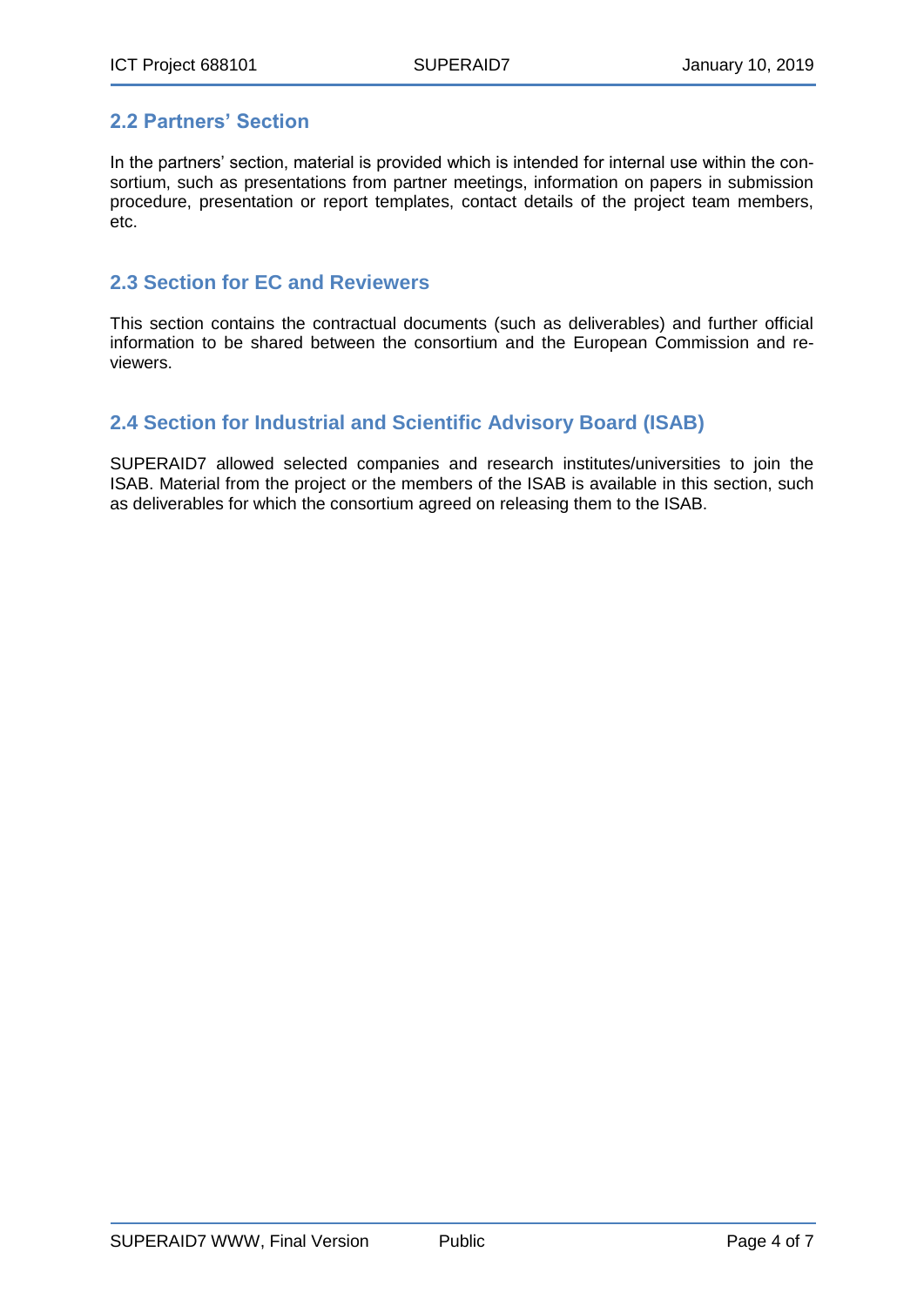## 2.2 Partners' Section

In the partners' section, material is provided which is intended for internal use within the consortium, such as presentations from partner meetings, information on papers in submission procedure, presentation or report templates, contact details of the project team members, etc.

## 2.3 Section for EC and Reviewers

This section contains the contractual documents (such as deliverables) and further official information to be shared between the consortium and the European Commission and reviewers.

## 2.4 Section for Industrial and Scientific Advisory Board (ISAB)

SUPERAID7 allowed selected companies and research institutes/universities to join the ISAB. Material from the project or the members of the ISAB is available in this section, such as deliverables for which the consortium agreed on releasing them to the ISAB.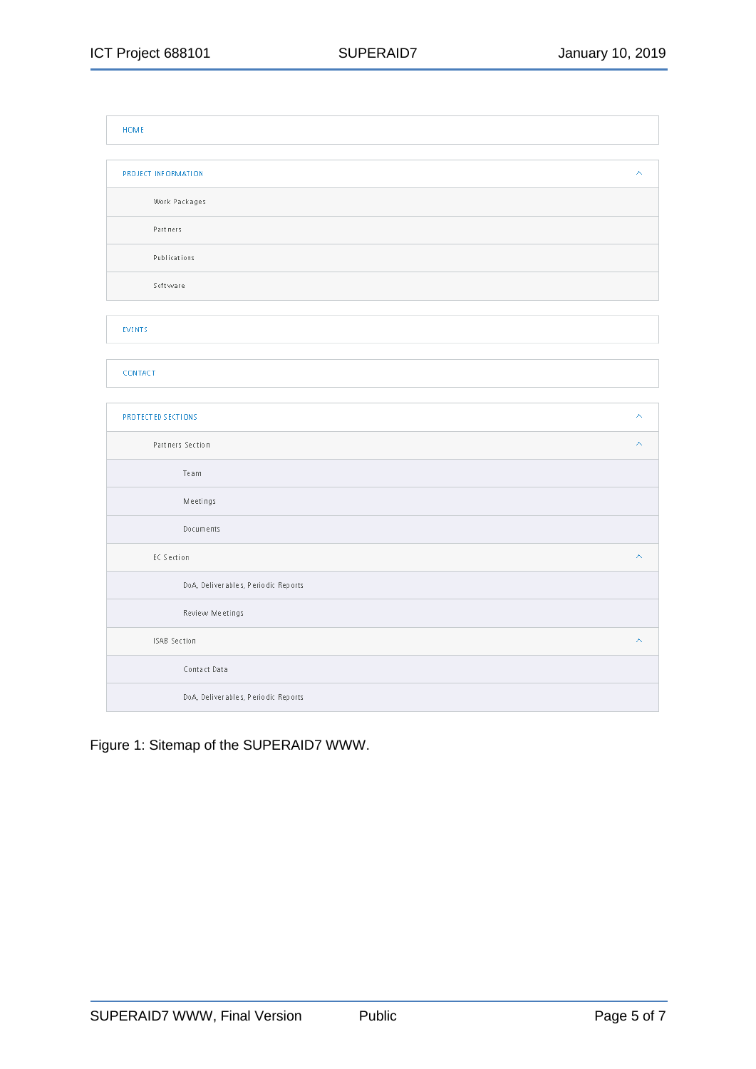- HOME
- PROJECT INFORMATION
  - Work Packages
  - Partners
  - Publications
  - Software
- EVENTS
- CONTACT
- PROTECTED SECTIONS
  - Partners Section
    - Team
    - Meetings
    - Documents
  - EC Section
    - DoA, Deliverables, Periodic Reports
    - Review Meetings
  - ISAB Section
    - Contact Data
    - DoA, Deliverables, Periodic Reports

Figure 1: Sitemap of the SUPERAID7 WWW.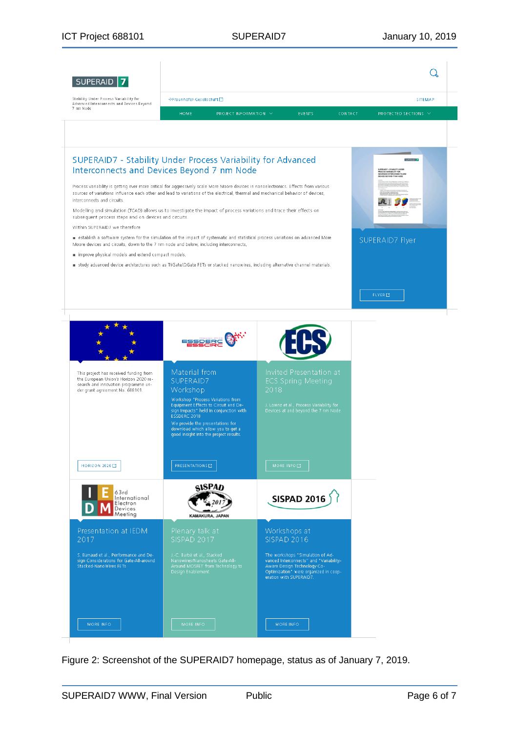SUPERAID 7

Stability Under Process Variability for Advanced Interconnects and Devices Beyond 7 nm Node

→Fraunhofer-Gesellschaft

SITEMAP

HOME | PROJECT INFORMATION | EVENTS | CONTACT | PROTECTED SECTIONS

## SUPERAID7 - Stability Under Process Variability for Advanced Interconnects and Devices Beyond 7 nm Node

Process variability is getting ever more critical for aggressively scale More Moore devices in nanoelectronics. Effects from various sources of variations influence each other and lead to variations of the electrical, thermal and mechanical behavior of devices, interconnects and circuits.

Modelling and simulation (TCAD) allows us to investigate the impact of process variations and trace their effects on subsequent process steps and on devices and circuits.

Within SUPERAID7 we therefore

- establish a software system for the simulation of the impact of systematic and statistical process variations on advanced More Moore devices and circuits, down to the 7 nm node and below, including interconnects,
- improve physical models and extend compact models,
- study advanced device architectures such as TriGate/ΩGate FETs or stacked nanowires, including alternative channel materials.

SUPERAID7 Flyer

FLYER

This project has received funding from the European Union's Horizon 2020 research and innovation programme under grant agreement No. 688101

HORIZON 2020

Material from SUPERAID7 Workshop

Workshop "Process Variations from Equipment Effects to Circuit and Design Impacts" held in conjunction with ESSDERC 2018

We provide the presentations for download which allow you to get a good insight into the project results.

PRESENTATIONS

Invited Presentation at ECS Spring Meeting 2018

J. Lorenz et al., Process Variability for Devices at and beyond the 7 nm Node

MORE INFO

Presentation at IEDM 2017

S. Barraud et al., Performance and Design Considerations for Gate-All-around Stacked-NanoWires FETs

MORE INFO

Plenary talk at SISPAD 2017

J.-C. Barbé et al., Stacked Nanowires/Nanosheets Gate-All-Around MOSFET from Technology to Design Enablement

MORE INFO

Workshops at SISPAD 2016

The workshops "Simulation of Advanced Interconnects" and "Variability-Aware Design Technology Co-Optimization" were organized in cooperation with SUPERAID7.

MORE INFO

Figure 2: Screenshot of the SUPERAID7 homepage, status as of January 7, 2019.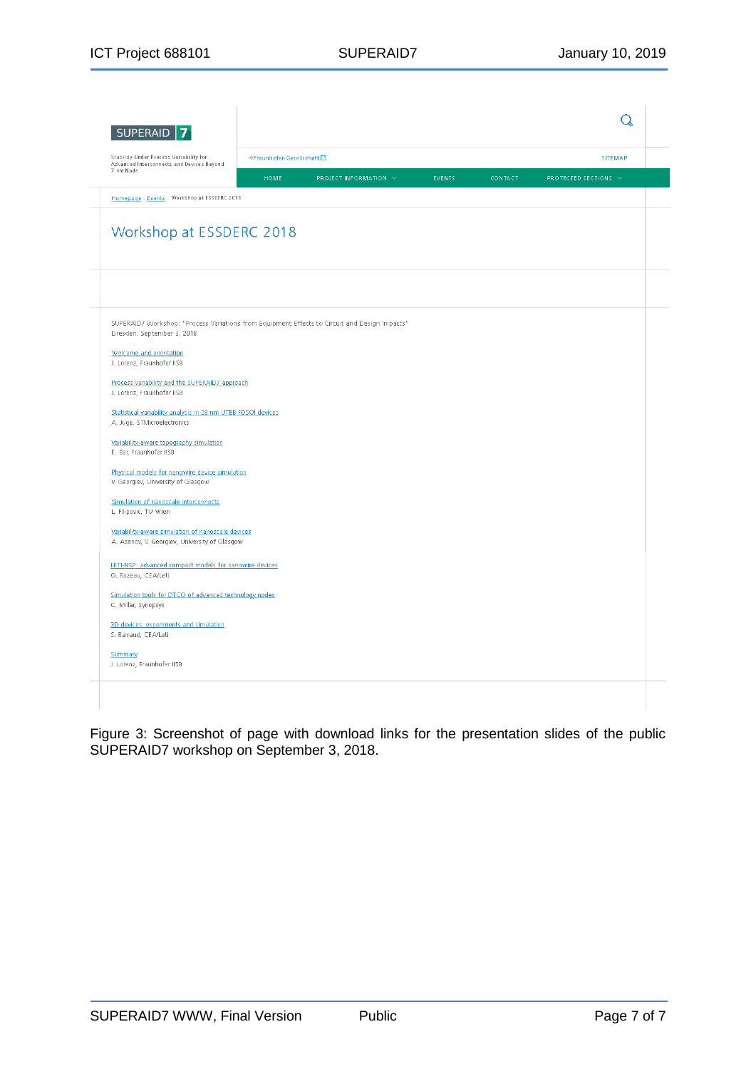SUPERAID 7

Stability Under Process Variability for Advanced Interconnects and Devices Beyond 7 nm Node

→Fraunhofer-Gesellschaft

SITEMAP

HOME PROJECT INFORMATION EVENTS CONTACT PROTECTED SECTIONS

Homepage . Events . Workshop at ESSDERC 2018

# Workshop at ESSDERC 2018

SUPERAID7 Workshop: "Process Variations from Equipment Effects to Circuit and Design Impacts"
Dresden, September 3, 2018

Welcome and orientation
J. Lorenz, Fraunhofer IISB

Process variability and the SUPERAID7 approach
J. Lorenz, Fraunhofer IISB

Statistical variability analysis in 28 nm UTBB FDSOI devices
A. Juge, STMicroelectronics

Variability-aware topography simulation
E. Bär, Fraunhofer IISB

Physical models for nanowire device simulation
V. Georgiev, University of Glasgow

Simulation of nanoscale interconnects
L. Filipovic, TU Wien

Variability-aware simulation of nanoscale devices
A. Asenov, V. Georgiev, University of Glasgow

LETI-NSP: advanced compact models for nanowire devices
O. Rozeau, CEA/Leti

Simulation tools for DTCO of advanced technology nodes
C. Millar, Synopsys

3D devices: experiments and simulation
S. Barraud, CEA/Leti

Summary
J. Lorenz, Fraunhofer IISB

Figure 3: Screenshot of page with download links for the presentation slides of the public SUPERAID7 workshop on September 3, 2018.